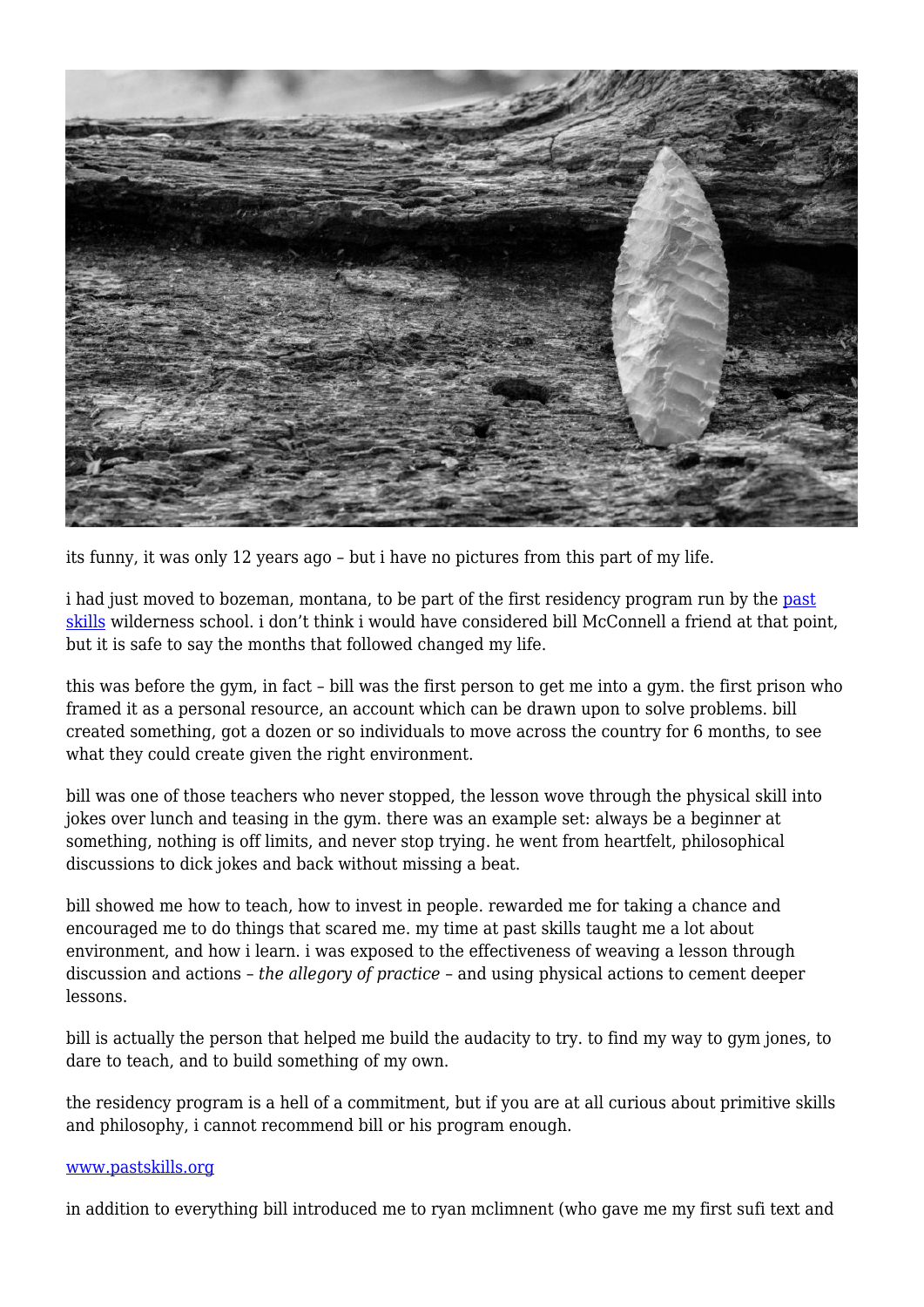its funny, it was only 12 years ago – but i have no pictures from this part of my life.

i had just moved to bozeman, montana, to be part of the first residency program run by the [past skills](http://www.pastskills.org) wilderness school. i don't think i would have considered bill McConnell a friend at that point, but it is safe to say the months that followed changed my life.

this was before the gym, in fact – bill was the first person to get me into a gym. the first prison who framed it as a personal resource, an account which can be drawn upon to solve problems. bill created something, got a dozen or so individuals to move across the country for 6 months, to see what they could create given the right environment.

bill was one of those teachers who never stopped, the lesson wove through the physical skill into jokes over lunch and teasing in the gym. there was an example set: always be a beginner at something, nothing is off limits, and never stop trying. he went from heartfelt, philosophical discussions to dick jokes and back without missing a beat.

bill showed me how to teach, how to invest in people. rewarded me for taking a chance and encouraged me to do things that scared me. my time at past skills taught me a lot about environment, and how i learn. i was exposed to the effectiveness of weaving a lesson through discussion and actions – *the allegory of practice* – and using physical actions to cement deeper lessons.

bill is actually the person that helped me build the audacity to try. to find my way to gym jones, to dare to teach, and to build something of my own.

the residency program is a hell of a commitment, but if you are at all curious about primitive skills and philosophy, i cannot recommend bill or his program enough.

[www.pastskills.org](http://www.pastskills.org)

in addition to everything bill introduced me to ryan mclimnent (who gave me my first sufi text and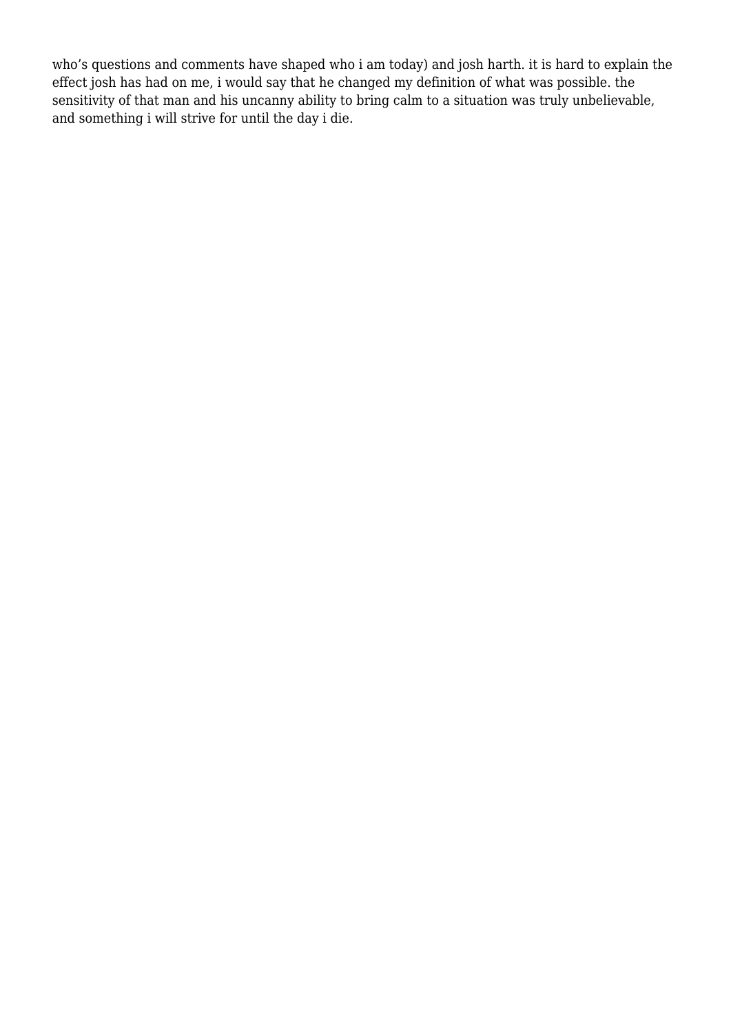who’s questions and comments have shaped who i am today) and josh harth. it is hard to explain the effect josh has had on me, i would say that he changed my definition of what was possible. the sensitivity of that man and his uncanny ability to bring calm to a situation was truly unbelievable, and something i will strive for until the day i die.